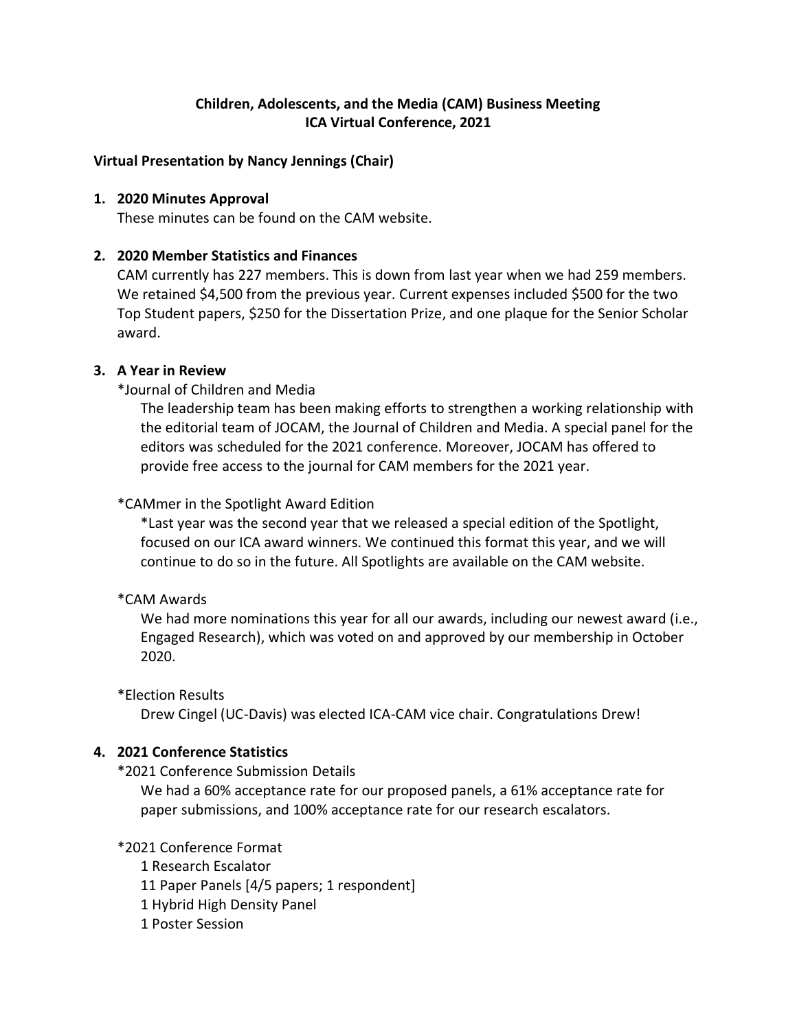# Children, Adolescents, and the Media (CAM) Business Meeting
## ICA Virtual Conference, 2021

**Virtual Presentation by Nancy Jennings (Chair)**

1. **2020 Minutes Approval**
   These minutes can be found on the CAM website.

2. **2020 Member Statistics and Finances**
   CAM currently has 227 members. This is down from last year when we had 259 members. We retained $4,500 from the previous year. Current expenses included $500 for the two Top Student papers, $250 for the Dissertation Prize, and one plaque for the Senior Scholar award.

3. **A Year in Review**

   *Journal of Children and Media

   The leadership team has been making efforts to strengthen a working relationship with the editorial team of JOCAM, the Journal of Children and Media. A special panel for the editors was scheduled for the 2021 conference. Moreover, JOCAM has offered to provide free access to the journal for CAM members for the 2021 year.

   *CAMmer in the Spotlight Award Edition

   *Last year was the second year that we released a special edition of the Spotlight, focused on our ICA award winners. We continued this format this year, and we will continue to do so in the future. All Spotlights are available on the CAM website.

   *CAM Awards

   We had more nominations this year for all our awards, including our newest award (i.e., Engaged Research), which was voted on and approved by our membership in October 2020.

   *Election Results

   Drew Cingel (UC-Davis) was elected ICA-CAM vice chair. Congratulations Drew!

4. **2021 Conference Statistics**

   *2021 Conference Submission Details

   We had a 60% acceptance rate for our proposed panels, a 61% acceptance rate for paper submissions, and 100% acceptance rate for our research escalators.

   *2021 Conference Format

   1 Research Escalator
   11 Paper Panels [4/5 papers; 1 respondent]
   1 Hybrid High Density Panel
   1 Poster Session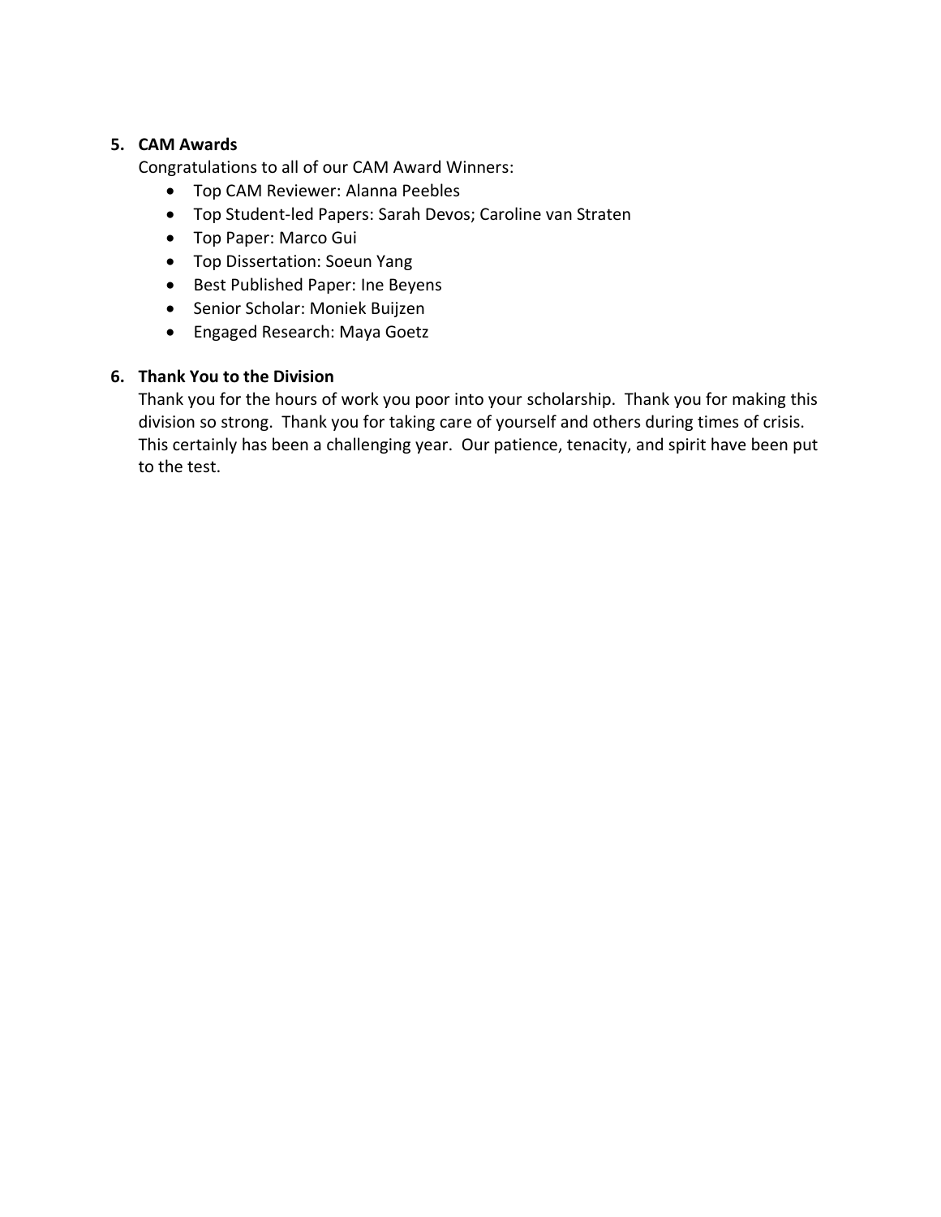5. **CAM Awards**

   Congratulations to all of our CAM Award Winners:

   - Top CAM Reviewer: Alanna Peebles
   - Top Student-led Papers: Sarah Devos; Caroline van Straten
   - Top Paper: Marco Gui
   - Top Dissertation: Soeun Yang
   - Best Published Paper: Ine Beyens
   - Senior Scholar: Moniek Buijzen
   - Engaged Research: Maya Goetz

6. **Thank You to the Division**

   Thank you for the hours of work you poor into your scholarship. Thank you for making this division so strong. Thank you for taking care of yourself and others during times of crisis. This certainly has been a challenging year. Our patience, tenacity, and spirit have been put to the test.